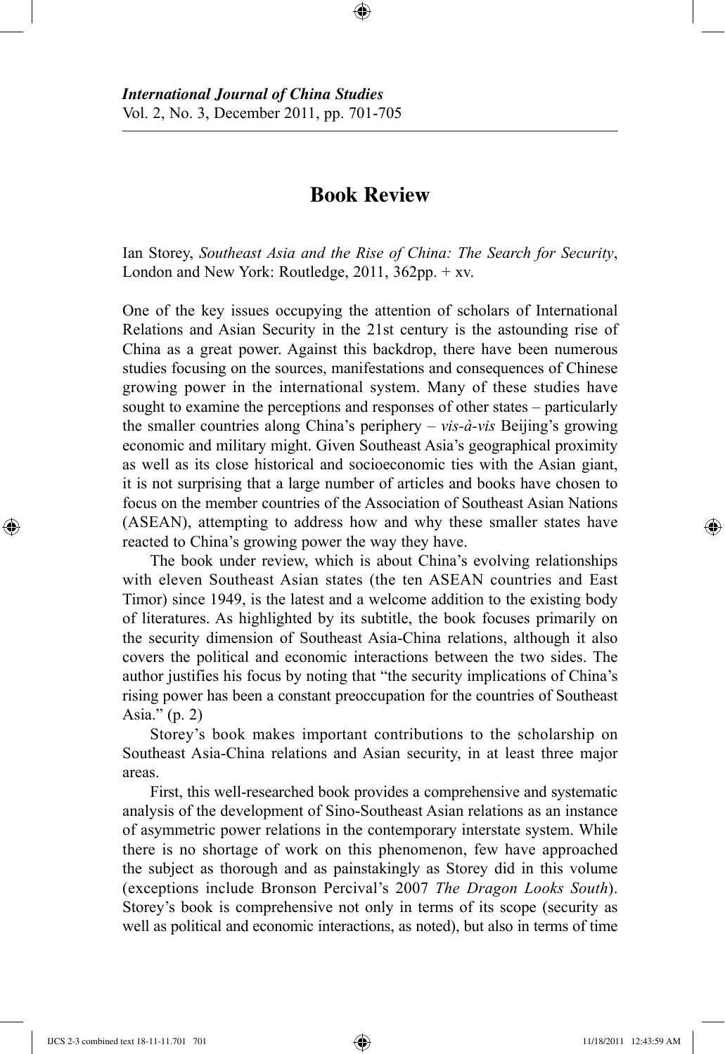# Book Review

Ian Storey, *Southeast Asia and the Rise of China: The Search for Security*, London and New York: Routledge, 2011, 362pp. + xv.

One of the key issues occupying the attention of scholars of International Relations and Asian Security in the 21st century is the astounding rise of China as a great power. Against this backdrop, there have been numerous studies focusing on the sources, manifestations and consequences of Chinese growing power in the international system. Many of these studies have sought to examine the perceptions and responses of other states – particularly the smaller countries along China's periphery – *vis-à-vis* Beijing's growing economic and military might. Given Southeast Asia's geographical proximity as well as its close historical and socioeconomic ties with the Asian giant, it is not surprising that a large number of articles and books have chosen to focus on the member countries of the Association of Southeast Asian Nations (ASEAN), attempting to address how and why these smaller states have reacted to China's growing power the way they have.

The book under review, which is about China's evolving relationships with eleven Southeast Asian states (the ten ASEAN countries and East Timor) since 1949, is the latest and a welcome addition to the existing body of literatures. As highlighted by its subtitle, the book focuses primarily on the security dimension of Southeast Asia-China relations, although it also covers the political and economic interactions between the two sides. The author justifies his focus by noting that "the security implications of China's rising power has been a constant preoccupation for the countries of Southeast Asia." (p. 2)

Storey's book makes important contributions to the scholarship on Southeast Asia-China relations and Asian security, in at least three major areas.

First, this well-researched book provides a comprehensive and systematic analysis of the development of Sino-Southeast Asian relations as an instance of asymmetric power relations in the contemporary interstate system. While there is no shortage of work on this phenomenon, few have approached the subject as thorough and as painstakingly as Storey did in this volume (exceptions include Bronson Percival's 2007 *The Dragon Looks South*). Storey's book is comprehensive not only in terms of its scope (security as well as political and economic interactions, as noted), but also in terms of time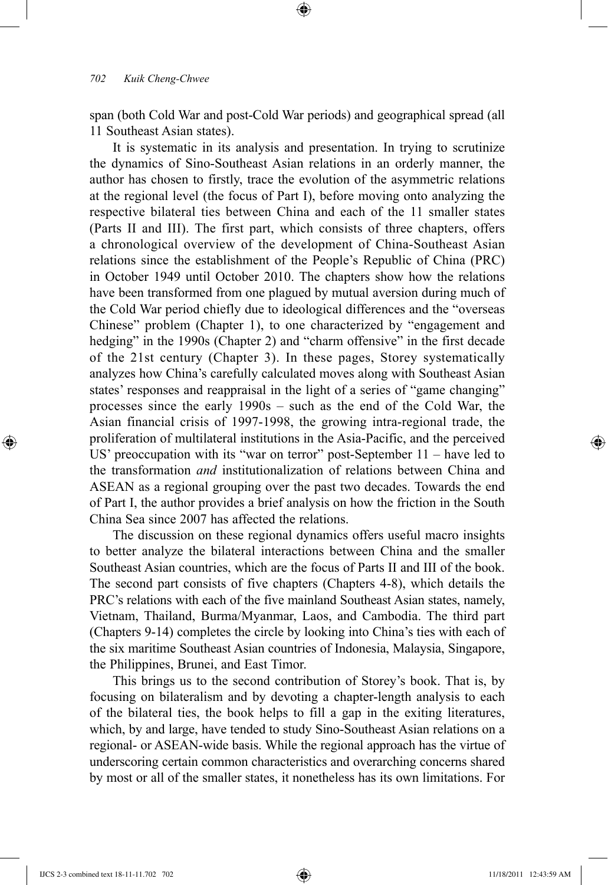span (both Cold War and post-Cold War periods) and geographical spread (all 11 Southeast Asian states).

It is systematic in its analysis and presentation. In trying to scrutinize the dynamics of Sino-Southeast Asian relations in an orderly manner, the author has chosen to firstly, trace the evolution of the asymmetric relations at the regional level (the focus of Part I), before moving onto analyzing the respective bilateral ties between China and each of the 11 smaller states (Parts II and III). The first part, which consists of three chapters, offers a chronological overview of the development of China-Southeast Asian relations since the establishment of the People's Republic of China (PRC) in October 1949 until October 2010. The chapters show how the relations have been transformed from one plagued by mutual aversion during much of the Cold War period chiefly due to ideological differences and the "overseas Chinese" problem (Chapter 1), to one characterized by "engagement and hedging" in the 1990s (Chapter 2) and "charm offensive" in the first decade of the 21st century (Chapter 3). In these pages, Storey systematically analyzes how China's carefully calculated moves along with Southeast Asian states' responses and reappraisal in the light of a series of "game changing" processes since the early 1990s – such as the end of the Cold War, the Asian financial crisis of 1997-1998, the growing intra-regional trade, the proliferation of multilateral institutions in the Asia-Pacific, and the perceived US' preoccupation with its "war on terror" post-September 11 – have led to the transformation *and* institutionalization of relations between China and ASEAN as a regional grouping over the past two decades. Towards the end of Part I, the author provides a brief analysis on how the friction in the South China Sea since 2007 has affected the relations.

The discussion on these regional dynamics offers useful macro insights to better analyze the bilateral interactions between China and the smaller Southeast Asian countries, which are the focus of Parts II and III of the book. The second part consists of five chapters (Chapters 4-8), which details the PRC's relations with each of the five mainland Southeast Asian states, namely, Vietnam, Thailand, Burma/Myanmar, Laos, and Cambodia. The third part (Chapters 9-14) completes the circle by looking into China's ties with each of the six maritime Southeast Asian countries of Indonesia, Malaysia, Singapore, the Philippines, Brunei, and East Timor.

This brings us to the second contribution of Storey's book. That is, by focusing on bilateralism and by devoting a chapter-length analysis to each of the bilateral ties, the book helps to fill a gap in the exiting literatures, which, by and large, have tended to study Sino-Southeast Asian relations on a regional- or ASEAN-wide basis. While the regional approach has the virtue of underscoring certain common characteristics and overarching concerns shared by most or all of the smaller states, it nonetheless has its own limitations. For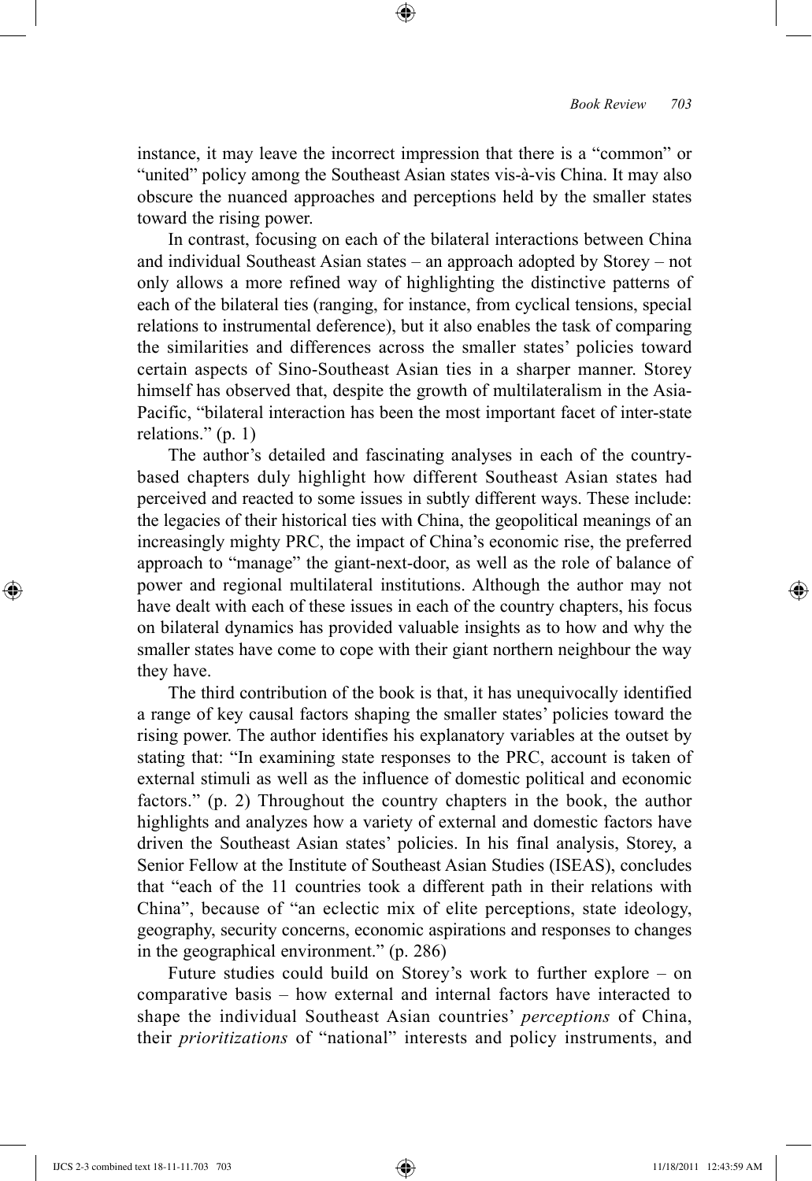instance, it may leave the incorrect impression that there is a "common" or "united" policy among the Southeast Asian states vis-à-vis China. It may also obscure the nuanced approaches and perceptions held by the smaller states toward the rising power.

In contrast, focusing on each of the bilateral interactions between China and individual Southeast Asian states – an approach adopted by Storey – not only allows a more refined way of highlighting the distinctive patterns of each of the bilateral ties (ranging, for instance, from cyclical tensions, special relations to instrumental deference), but it also enables the task of comparing the similarities and differences across the smaller states' policies toward certain aspects of Sino-Southeast Asian ties in a sharper manner. Storey himself has observed that, despite the growth of multilateralism in the Asia-Pacific, "bilateral interaction has been the most important facet of inter-state relations." (p. 1)

The author's detailed and fascinating analyses in each of the country-based chapters duly highlight how different Southeast Asian states had perceived and reacted to some issues in subtly different ways. These include: the legacies of their historical ties with China, the geopolitical meanings of an increasingly mighty PRC, the impact of China's economic rise, the preferred approach to "manage" the giant-next-door, as well as the role of balance of power and regional multilateral institutions. Although the author may not have dealt with each of these issues in each of the country chapters, his focus on bilateral dynamics has provided valuable insights as to how and why the smaller states have come to cope with their giant northern neighbour the way they have.

The third contribution of the book is that, it has unequivocally identified a range of key causal factors shaping the smaller states' policies toward the rising power. The author identifies his explanatory variables at the outset by stating that: "In examining state responses to the PRC, account is taken of external stimuli as well as the influence of domestic political and economic factors." (p. 2) Throughout the country chapters in the book, the author highlights and analyzes how a variety of external and domestic factors have driven the Southeast Asian states' policies. In his final analysis, Storey, a Senior Fellow at the Institute of Southeast Asian Studies (ISEAS), concludes that "each of the 11 countries took a different path in their relations with China", because of "an eclectic mix of elite perceptions, state ideology, geography, security concerns, economic aspirations and responses to changes in the geographical environment." (p. 286)

Future studies could build on Storey's work to further explore – on comparative basis – how external and internal factors have interacted to shape the individual Southeast Asian countries' *perceptions* of China, their *prioritizations* of "national" interests and policy instruments, and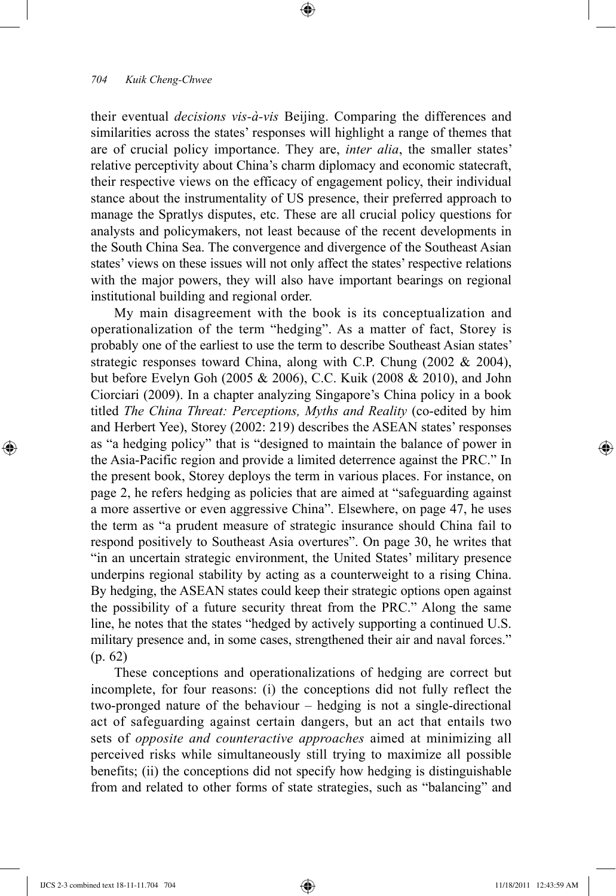their eventual *decisions vis-à-vis* Beijing. Comparing the differences and similarities across the states' responses will highlight a range of themes that are of crucial policy importance. They are, *inter alia*, the smaller states' relative perceptivity about China's charm diplomacy and economic statecraft, their respective views on the efficacy of engagement policy, their individual stance about the instrumentality of US presence, their preferred approach to manage the Spratlys disputes, etc. These are all crucial policy questions for analysts and policymakers, not least because of the recent developments in the South China Sea. The convergence and divergence of the Southeast Asian states' views on these issues will not only affect the states' respective relations with the major powers, they will also have important bearings on regional institutional building and regional order.

My main disagreement with the book is its conceptualization and operationalization of the term "hedging". As a matter of fact, Storey is probably one of the earliest to use the term to describe Southeast Asian states' strategic responses toward China, along with C.P. Chung (2002 & 2004), but before Evelyn Goh (2005 & 2006), C.C. Kuik (2008 & 2010), and John Ciorciari (2009). In a chapter analyzing Singapore's China policy in a book titled *The China Threat: Perceptions, Myths and Reality* (co-edited by him and Herbert Yee), Storey (2002: 219) describes the ASEAN states' responses as "a hedging policy" that is "designed to maintain the balance of power in the Asia-Pacific region and provide a limited deterrence against the PRC." In the present book, Storey deploys the term in various places. For instance, on page 2, he refers hedging as policies that are aimed at "safeguarding against a more assertive or even aggressive China". Elsewhere, on page 47, he uses the term as "a prudent measure of strategic insurance should China fail to respond positively to Southeast Asia overtures". On page 30, he writes that "in an uncertain strategic environment, the United States' military presence underpins regional stability by acting as a counterweight to a rising China. By hedging, the ASEAN states could keep their strategic options open against the possibility of a future security threat from the PRC." Along the same line, he notes that the states "hedged by actively supporting a continued U.S. military presence and, in some cases, strengthened their air and naval forces." (p. 62)

These conceptions and operationalizations of hedging are correct but incomplete, for four reasons: (i) the conceptions did not fully reflect the two-pronged nature of the behaviour – hedging is not a single-directional act of safeguarding against certain dangers, but an act that entails two sets of *opposite and counteractive approaches* aimed at minimizing all perceived risks while simultaneously still trying to maximize all possible benefits; (ii) the conceptions did not specify how hedging is distinguishable from and related to other forms of state strategies, such as "balancing" and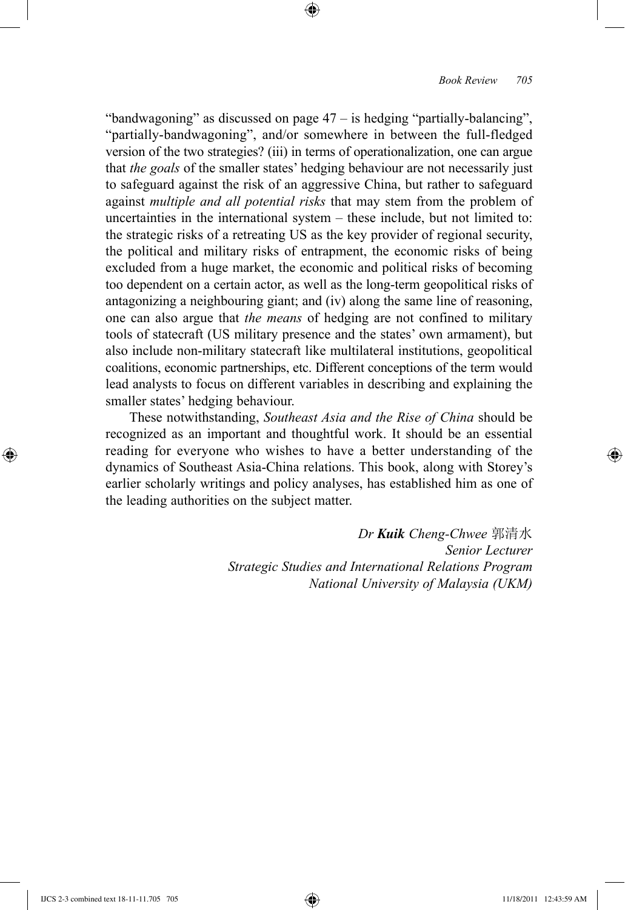"bandwagoning" as discussed on page 47 – is hedging "partially-balancing", "partially-bandwagoning", and/or somewhere in between the full-fledged version of the two strategies? (iii) in terms of operationalization, one can argue that *the goals* of the smaller states' hedging behaviour are not necessarily just to safeguard against the risk of an aggressive China, but rather to safeguard against *multiple and all potential risks* that may stem from the problem of uncertainties in the international system – these include, but not limited to: the strategic risks of a retreating US as the key provider of regional security, the political and military risks of entrapment, the economic risks of being excluded from a huge market, the economic and political risks of becoming too dependent on a certain actor, as well as the long-term geopolitical risks of antagonizing a neighbouring giant; and (iv) along the same line of reasoning, one can also argue that *the means* of hedging are not confined to military tools of statecraft (US military presence and the states' own armament), but also include non-military statecraft like multilateral institutions, geopolitical coalitions, economic partnerships, etc. Different conceptions of the term would lead analysts to focus on different variables in describing and explaining the smaller states' hedging behaviour.

These notwithstanding, *Southeast Asia and the Rise of China* should be recognized as an important and thoughtful work. It should be an essential reading for everyone who wishes to have a better understanding of the dynamics of Southeast Asia-China relations. This book, along with Storey's earlier scholarly writings and policy analyses, has established him as one of the leading authorities on the subject matter.

*Dr **Kuik** Cheng-Chwee* 郭清水
*Senior Lecturer*
*Strategic Studies and International Relations Program*
*National University of Malaysia (UKM)*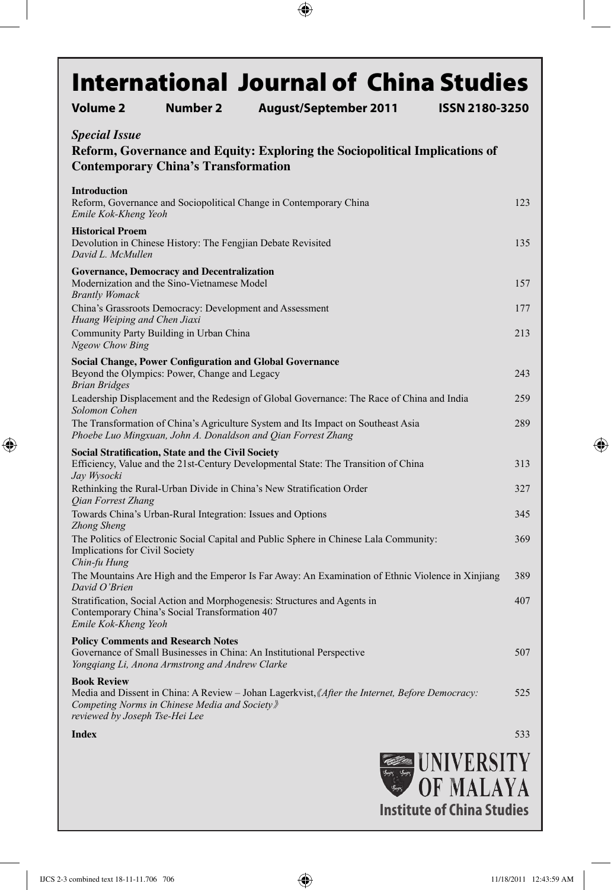# International Journal of China Studies

**Volume 2** **Number 2** **August/September 2011** **ISSN 2180-3250**

***Special Issue***

**Reform, Governance and Equity: Exploring the Sociopolitical Implications of Contemporary China's Transformation**

**Introduction**

Reform, Governance and Sociopolitical Change in Contemporary China — 123
*Emile Kok-Kheng Yeoh*

**Historical Proem**

Devolution in Chinese History: The Fengjian Debate Revisited — 135
*David L. McMullen*

**Governance, Democracy and Decentralization**

Modernization and the Sino-Vietnamese Model — 157
*Brantly Womack*

China's Grassroots Democracy: Development and Assessment — 177
*Huang Weiping and Chen Jiaxi*

Community Party Building in Urban China — 213
*Ngeow Chow Bing*

**Social Change, Power Configuration and Global Governance**

Beyond the Olympics: Power, Change and Legacy — 243
*Brian Bridges*

Leadership Displacement and the Redesign of Global Governance: The Race of China and India — 259
*Solomon Cohen*

The Transformation of China's Agriculture System and Its Impact on Southeast Asia — 289
*Phoebe Luo Mingxuan, John A. Donaldson and Qian Forrest Zhang*

**Social Stratification, State and the Civil Society**

Efficiency, Value and the 21st-Century Developmental State: The Transition of China — 313
*Jay Wysocki*

Rethinking the Rural-Urban Divide in China's New Stratification Order — 327
*Qian Forrest Zhang*

Towards China's Urban-Rural Integration: Issues and Options — 345
*Zhong Sheng*

The Politics of Electronic Social Capital and Public Sphere in Chinese Lala Community: Implications for Civil Society — 369
*Chin-fu Hung*

The Mountains Are High and the Emperor Is Far Away: An Examination of Ethnic Violence in Xinjiang — 389
*David O'Brien*

Stratification, Social Action and Morphogenesis: Structures and Agents in Contemporary China's Social Transformation 407 — 407
*Emile Kok-Kheng Yeoh*

**Policy Comments and Research Notes**

Governance of Small Businesses in China: An Institutional Perspective — 507
*Yongqiang Li, Anona Armstrong and Andrew Clarke*

**Book Review**

Media and Dissent in China: A Review – Johan Lagerkvist,《*After the Internet, Before Democracy: Competing Norms in Chinese Media and Society*》 — 525
*reviewed by Joseph Tse-Hei Lee*

**Index** — 533

UNIVERSITY OF MALAYA
**Institute of China Studies**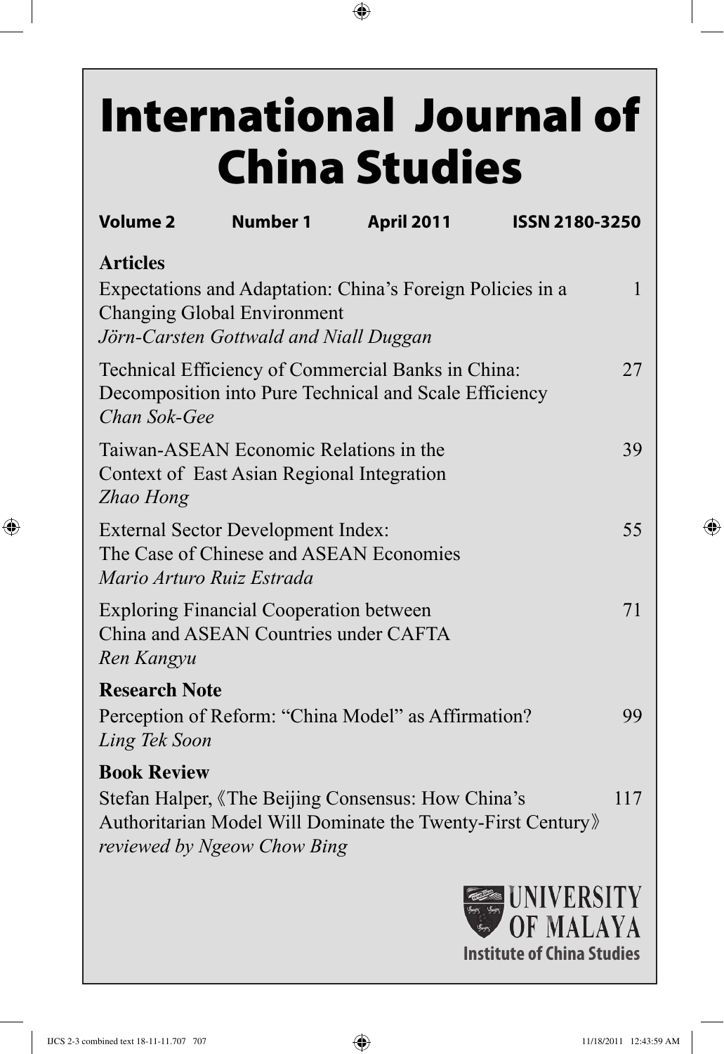# International Journal of China Studies

**Volume 2** **Number 1** **April 2011** **ISSN 2180-3250**

## Articles

Expectations and Adaptation: China's Foreign Policies in a Changing Global Environment — 1
*Jörn-Carsten Gottwald and Niall Duggan*

Technical Efficiency of Commercial Banks in China: Decomposition into Pure Technical and Scale Efficiency — 27
*Chan Sok-Gee*

Taiwan-ASEAN Economic Relations in the Context of East Asian Regional Integration — 39
*Zhao Hong*

External Sector Development Index: The Case of Chinese and ASEAN Economies — 55
*Mario Arturo Ruiz Estrada*

Exploring Financial Cooperation between China and ASEAN Countries under CAFTA — 71
*Ren Kangyu*

## Research Note

Perception of Reform: "China Model" as Affirmation? — 99
*Ling Tek Soon*

## Book Review

Stefan Halper, 《The Beijing Consensus: How China's Authoritarian Model Will Dominate the Twenty-First Century》 — 117
*reviewed by Ngeow Chow Bing*

UNIVERSITY OF MALAYA
**Institute of China Studies**